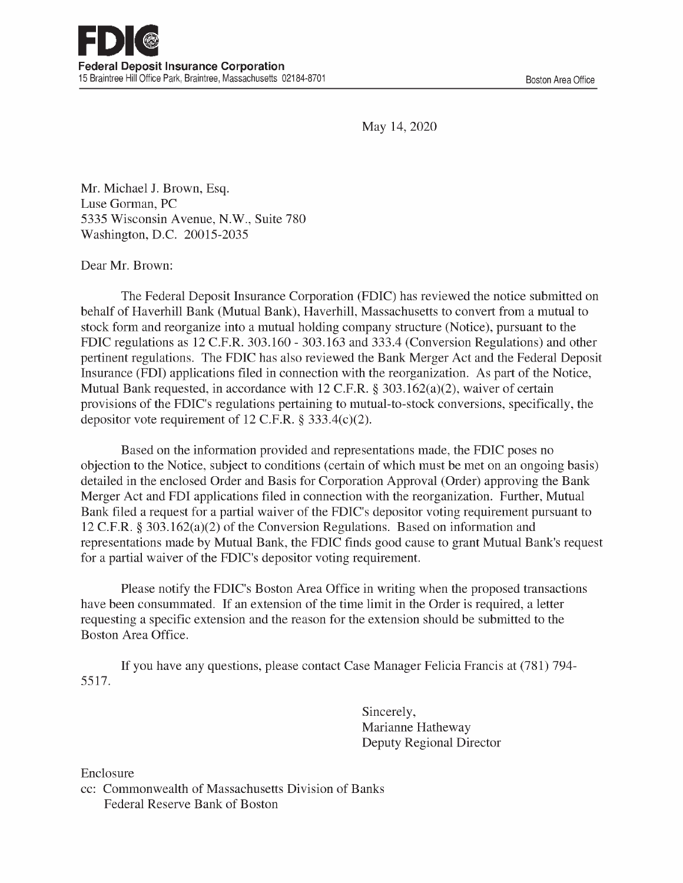**FDIC**

**Federal Deposit Insurance Corporation**
15 Braintree Hill Office Park, Braintree, Massachusetts 02184-8701

Boston Area Office

May 14, 2020

Mr. Michael J. Brown, Esq.
Luse Gorman, PC
5335 Wisconsin Avenue, N.W., Suite 780
Washington, D.C. 20015-2035

Dear Mr. Brown:

The Federal Deposit Insurance Corporation (FDIC) has reviewed the notice submitted on behalf of Haverhill Bank (Mutual Bank), Haverhill, Massachusetts to convert from a mutual to stock form and reorganize into a mutual holding company structure (Notice), pursuant to the FDIC regulations as 12 C.F.R. 303.160 - 303.163 and 333.4 (Conversion Regulations) and other pertinent regulations. The FDIC has also reviewed the Bank Merger Act and the Federal Deposit Insurance (FDI) applications filed in connection with the reorganization. As part of the Notice, Mutual Bank requested, in accordance with 12 C.F.R. § 303.162(a)(2), waiver of certain provisions of the FDIC's regulations pertaining to mutual-to-stock conversions, specifically, the depositor vote requirement of 12 C.F.R. § 333.4(c)(2).

Based on the information provided and representations made, the FDIC poses no objection to the Notice, subject to conditions (certain of which must be met on an ongoing basis) detailed in the enclosed Order and Basis for Corporation Approval (Order) approving the Bank Merger Act and FDI applications filed in connection with the reorganization. Further, Mutual Bank filed a request for a partial waiver of the FDIC's depositor voting requirement pursuant to 12 C.F.R. § 303.162(a)(2) of the Conversion Regulations. Based on information and representations made by Mutual Bank, the FDIC finds good cause to grant Mutual Bank's request for a partial waiver of the FDIC's depositor voting requirement.

Please notify the FDIC's Boston Area Office in writing when the proposed transactions have been consummated. If an extension of the time limit in the Order is required, a letter requesting a specific extension and the reason for the extension should be submitted to the Boston Area Office.

If you have any questions, please contact Case Manager Felicia Francis at (781) 794-5517.

Sincerely,
Marianne Hatheway
Deputy Regional Director

Enclosure
cc: Commonwealth of Massachusetts Division of Banks
Federal Reserve Bank of Boston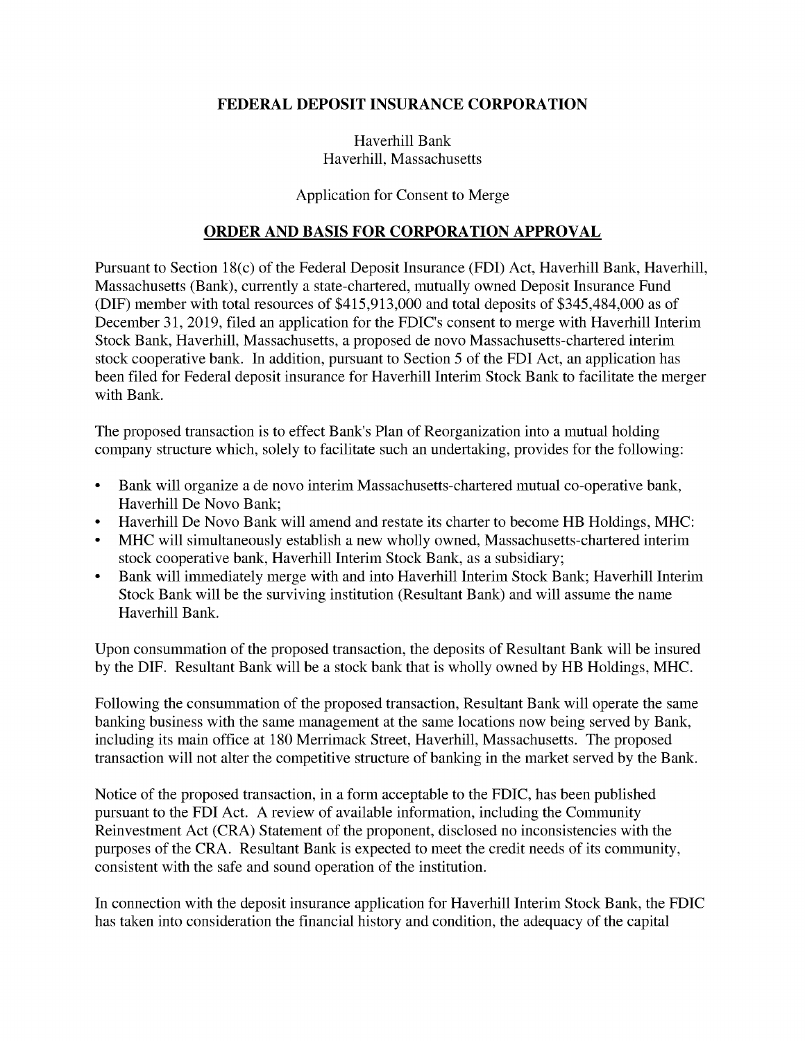**FEDERAL DEPOSIT INSURANCE CORPORATION**

Haverhill Bank
Haverhill, Massachusetts

Application for Consent to Merge

## ORDER AND BASIS FOR CORPORATION APPROVAL

Pursuant to Section 18(c) of the Federal Deposit Insurance (FDI) Act, Haverhill Bank, Haverhill, Massachusetts (Bank), currently a state-chartered, mutually owned Deposit Insurance Fund (DIF) member with total resources of $415,913,000 and total deposits of $345,484,000 as of December 31, 2019, filed an application for the FDIC's consent to merge with Haverhill Interim Stock Bank, Haverhill, Massachusetts, a proposed de novo Massachusetts-chartered interim stock cooperative bank. In addition, pursuant to Section 5 of the FDI Act, an application has been filed for Federal deposit insurance for Haverhill Interim Stock Bank to facilitate the merger with Bank.

The proposed transaction is to effect Bank's Plan of Reorganization into a mutual holding company structure which, solely to facilitate such an undertaking, provides for the following:

- Bank will organize a de novo interim Massachusetts-chartered mutual co-operative bank, Haverhill De Novo Bank;
- Haverhill De Novo Bank will amend and restate its charter to become HB Holdings, MHC:
- MHC will simultaneously establish a new wholly owned, Massachusetts-chartered interim stock cooperative bank, Haverhill Interim Stock Bank, as a subsidiary;
- Bank will immediately merge with and into Haverhill Interim Stock Bank; Haverhill Interim Stock Bank will be the surviving institution (Resultant Bank) and will assume the name Haverhill Bank.

Upon consummation of the proposed transaction, the deposits of Resultant Bank will be insured by the DIF. Resultant Bank will be a stock bank that is wholly owned by HB Holdings, MHC.

Following the consummation of the proposed transaction, Resultant Bank will operate the same banking business with the same management at the same locations now being served by Bank, including its main office at 180 Merrimack Street, Haverhill, Massachusetts. The proposed transaction will not alter the competitive structure of banking in the market served by the Bank.

Notice of the proposed transaction, in a form acceptable to the FDIC, has been published pursuant to the FDI Act. A review of available information, including the Community Reinvestment Act (CRA) Statement of the proponent, disclosed no inconsistencies with the purposes of the CRA. Resultant Bank is expected to meet the credit needs of its community, consistent with the safe and sound operation of the institution.

In connection with the deposit insurance application for Haverhill Interim Stock Bank, the FDIC has taken into consideration the financial history and condition, the adequacy of the capital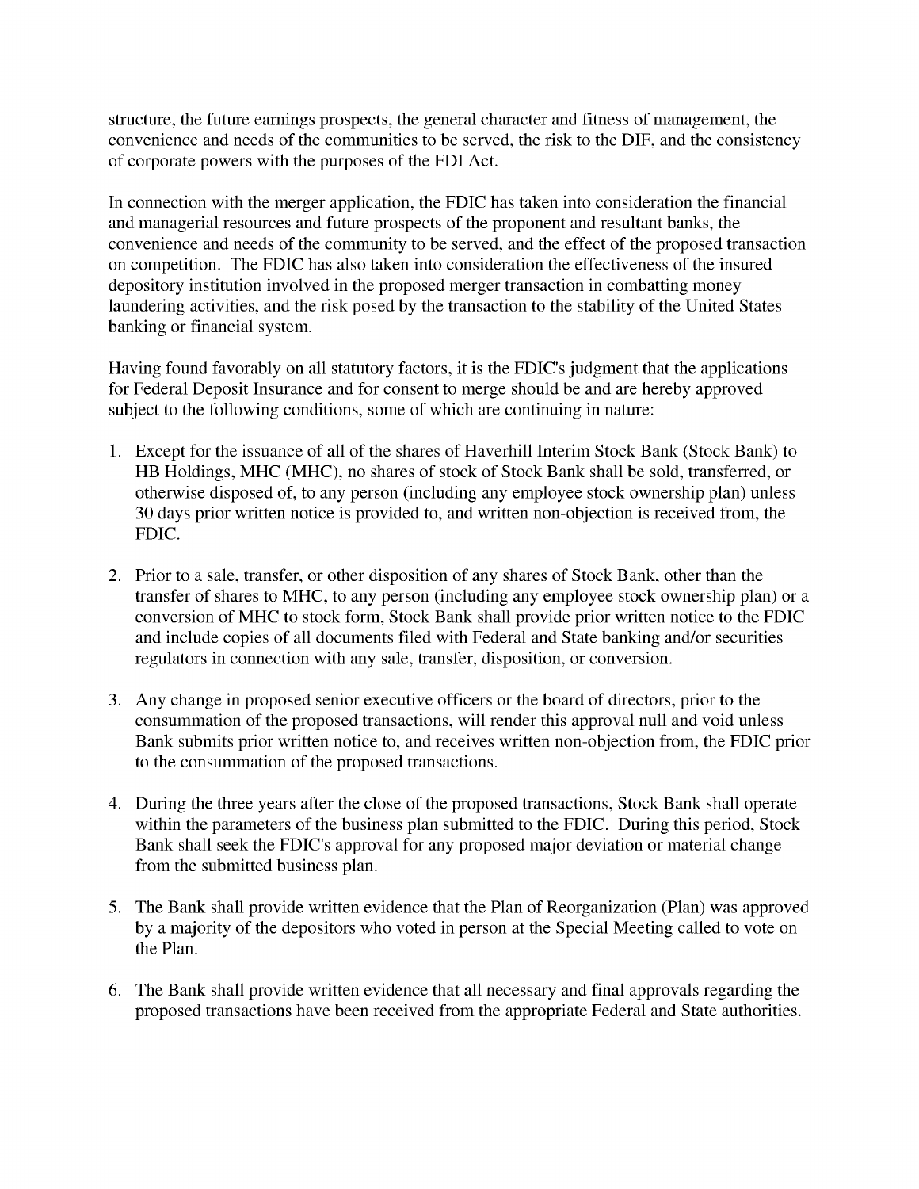structure, the future earnings prospects, the general character and fitness of management, the convenience and needs of the communities to be served, the risk to the DIF, and the consistency of corporate powers with the purposes of the FDI Act.

In connection with the merger application, the FDIC has taken into consideration the financial and managerial resources and future prospects of the proponent and resultant banks, the convenience and needs of the community to be served, and the effect of the proposed transaction on competition. The FDIC has also taken into consideration the effectiveness of the insured depository institution involved in the proposed merger transaction in combatting money laundering activities, and the risk posed by the transaction to the stability of the United States banking or financial system.

Having found favorably on all statutory factors, it is the FDIC's judgment that the applications for Federal Deposit Insurance and for consent to merge should be and are hereby approved subject to the following conditions, some of which are continuing in nature:

1. Except for the issuance of all of the shares of Haverhill Interim Stock Bank (Stock Bank) to HB Holdings, MHC (MHC), no shares of stock of Stock Bank shall be sold, transferred, or otherwise disposed of, to any person (including any employee stock ownership plan) unless 30 days prior written notice is provided to, and written non-objection is received from, the FDIC.

2. Prior to a sale, transfer, or other disposition of any shares of Stock Bank, other than the transfer of shares to MHC, to any person (including any employee stock ownership plan) or a conversion of MHC to stock form, Stock Bank shall provide prior written notice to the FDIC and include copies of all documents filed with Federal and State banking and/or securities regulators in connection with any sale, transfer, disposition, or conversion.

3. Any change in proposed senior executive officers or the board of directors, prior to the consummation of the proposed transactions, will render this approval null and void unless Bank submits prior written notice to, and receives written non-objection from, the FDIC prior to the consummation of the proposed transactions.

4. During the three years after the close of the proposed transactions, Stock Bank shall operate within the parameters of the business plan submitted to the FDIC. During this period, Stock Bank shall seek the FDIC's approval for any proposed major deviation or material change from the submitted business plan.

5. The Bank shall provide written evidence that the Plan of Reorganization (Plan) was approved by a majority of the depositors who voted in person at the Special Meeting called to vote on the Plan.

6. The Bank shall provide written evidence that all necessary and final approvals regarding the proposed transactions have been received from the appropriate Federal and State authorities.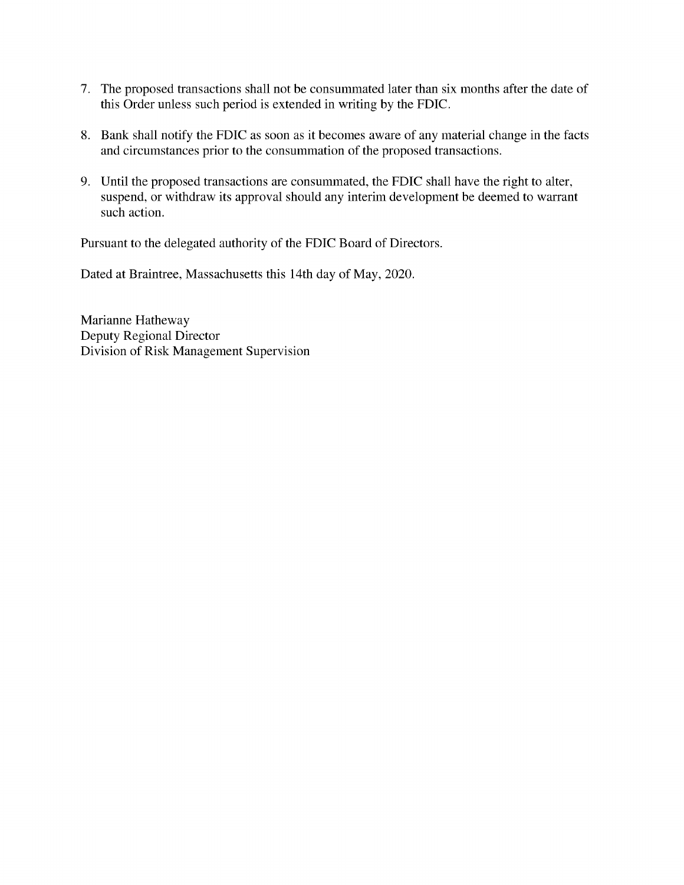7. The proposed transactions shall not be consummated later than six months after the date of this Order unless such period is extended in writing by the FDIC.

8. Bank shall notify the FDIC as soon as it becomes aware of any material change in the facts and circumstances prior to the consummation of the proposed transactions.

9. Until the proposed transactions are consummated, the FDIC shall have the right to alter, suspend, or withdraw its approval should any interim development be deemed to warrant such action.

Pursuant to the delegated authority of the FDIC Board of Directors.

Dated at Braintree, Massachusetts this 14th day of May, 2020.

Marianne Hatheway
Deputy Regional Director
Division of Risk Management Supervision